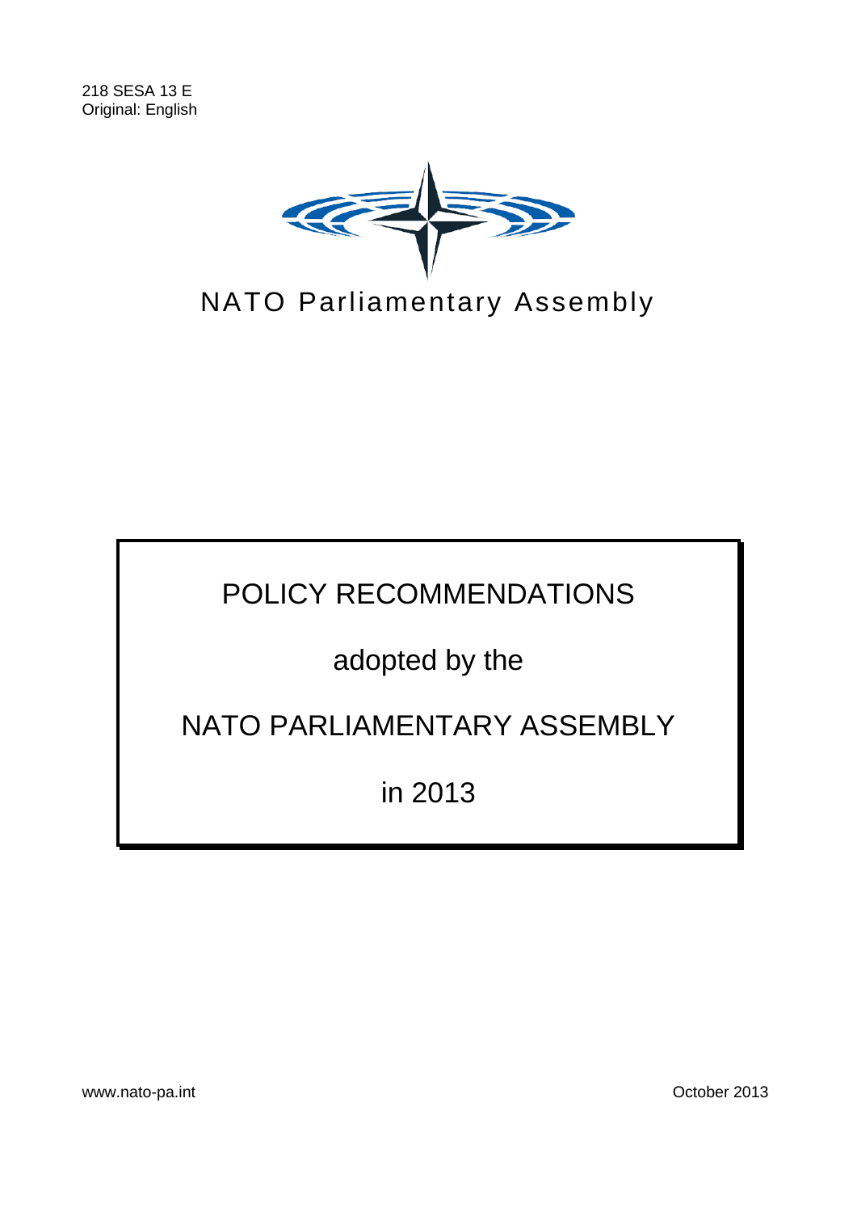218 SESA 13 E
Original: English

NATO Parliamentary Assembly

# POLICY RECOMMENDATIONS

adopted by the

NATO PARLIAMENTARY ASSEMBLY

in 2013

www.nato-pa.int

October 2013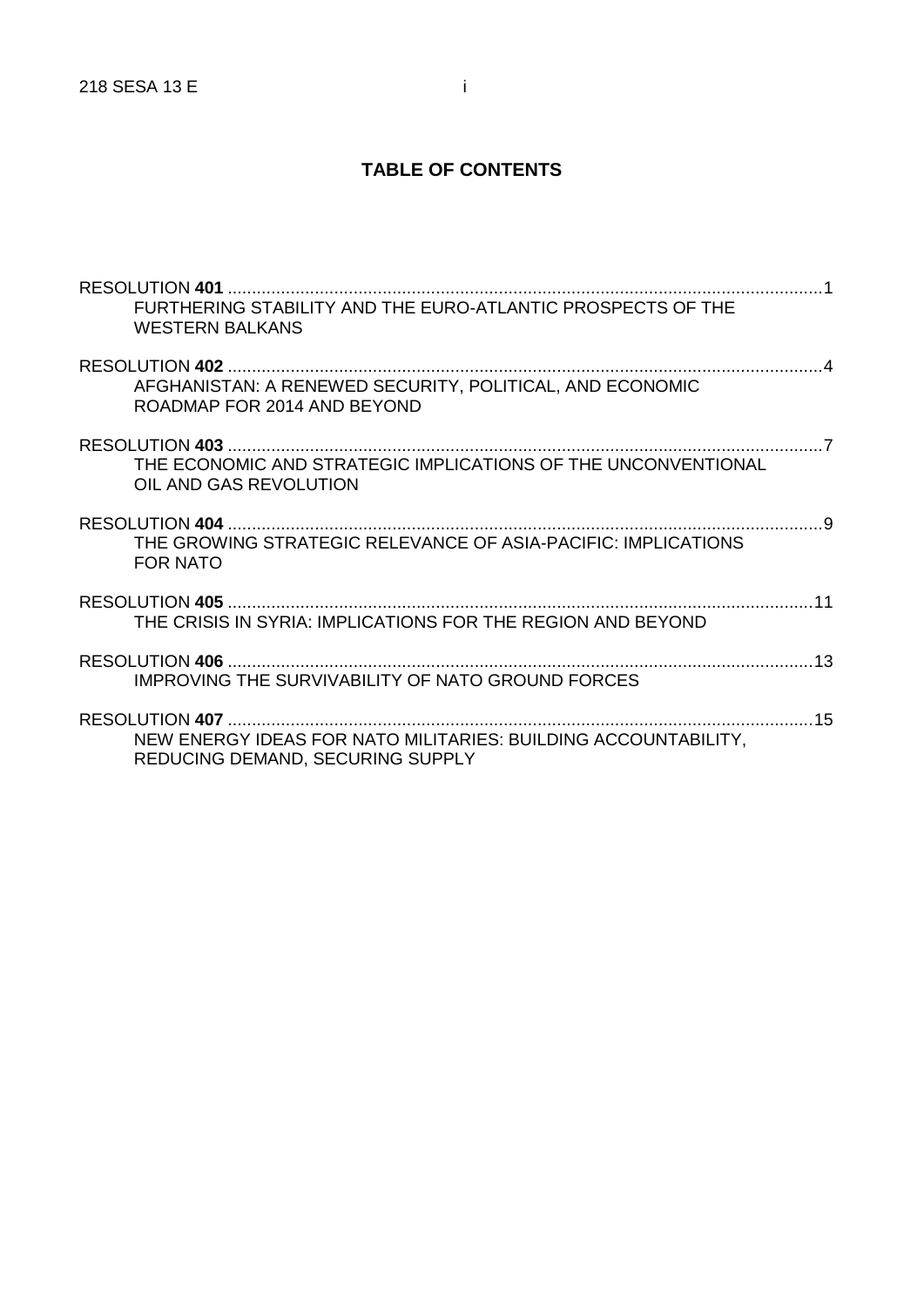# TABLE OF CONTENTS

RESOLUTION **401** ............................................................................................................................1
FURTHERING STABILITY AND THE EURO-ATLANTIC PROSPECTS OF THE WESTERN BALKANS

RESOLUTION **402** ............................................................................................................................4
AFGHANISTAN: A RENEWED SECURITY, POLITICAL, AND ECONOMIC ROADMAP FOR 2014 AND BEYOND

RESOLUTION **403** ............................................................................................................................7
THE ECONOMIC AND STRATEGIC IMPLICATIONS OF THE UNCONVENTIONAL OIL AND GAS REVOLUTION

RESOLUTION **404** ............................................................................................................................9
THE GROWING STRATEGIC RELEVANCE OF ASIA-PACIFIC: IMPLICATIONS FOR NATO

RESOLUTION **405** ..........................................................................................................................11
THE CRISIS IN SYRIA: IMPLICATIONS FOR THE REGION AND BEYOND

RESOLUTION **406** ..........................................................................................................................13
IMPROVING THE SURVIVABILITY OF NATO GROUND FORCES

RESOLUTION **407** ..........................................................................................................................15
NEW ENERGY IDEAS FOR NATO MILITARIES: BUILDING ACCOUNTABILITY, REDUCING DEMAND, SECURING SUPPLY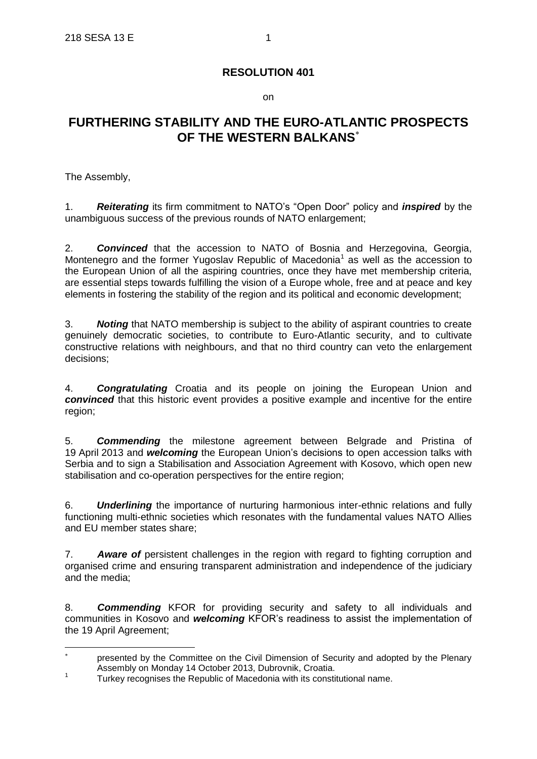# RESOLUTION 401

on

# FURTHERING STABILITY AND THE EURO-ATLANTIC PROSPECTS OF THE WESTERN BALKANS[*]

The Assembly,

1. ***Reiterating*** its firm commitment to NATO's "Open Door" policy and ***inspired*** by the unambiguous success of the previous rounds of NATO enlargement;

2. ***Convinced*** that the accession to NATO of Bosnia and Herzegovina, Georgia, Montenegro and the former Yugoslav Republic of Macedonia[1] as well as the accession to the European Union of all the aspiring countries, once they have met membership criteria, are essential steps towards fulfilling the vision of a Europe whole, free and at peace and key elements in fostering the stability of the region and its political and economic development;

3. ***Noting*** that NATO membership is subject to the ability of aspirant countries to create genuinely democratic societies, to contribute to Euro-Atlantic security, and to cultivate constructive relations with neighbours, and that no third country can veto the enlargement decisions;

4. ***Congratulating*** Croatia and its people on joining the European Union and ***convinced*** that this historic event provides a positive example and incentive for the entire region;

5. ***Commending*** the milestone agreement between Belgrade and Pristina of 19 April 2013 and ***welcoming*** the European Union's decisions to open accession talks with Serbia and to sign a Stabilisation and Association Agreement with Kosovo, which open new stabilisation and co-operation perspectives for the entire region;

6. ***Underlining*** the importance of nurturing harmonious inter-ethnic relations and fully functioning multi-ethnic societies which resonates with the fundamental values NATO Allies and EU member states share;

7. ***Aware of*** persistent challenges in the region with regard to fighting corruption and organised crime and ensuring transparent administration and independence of the judiciary and the media;

8. ***Commending*** KFOR for providing security and safety to all individuals and communities in Kosovo and ***welcoming*** KFOR's readiness to assist the implementation of the 19 April Agreement;

---

[*] presented by the Committee on the Civil Dimension of Security and adopted by the Plenary Assembly on Monday 14 October 2013, Dubrovnik, Croatia.

[1] Turkey recognises the Republic of Macedonia with its constitutional name.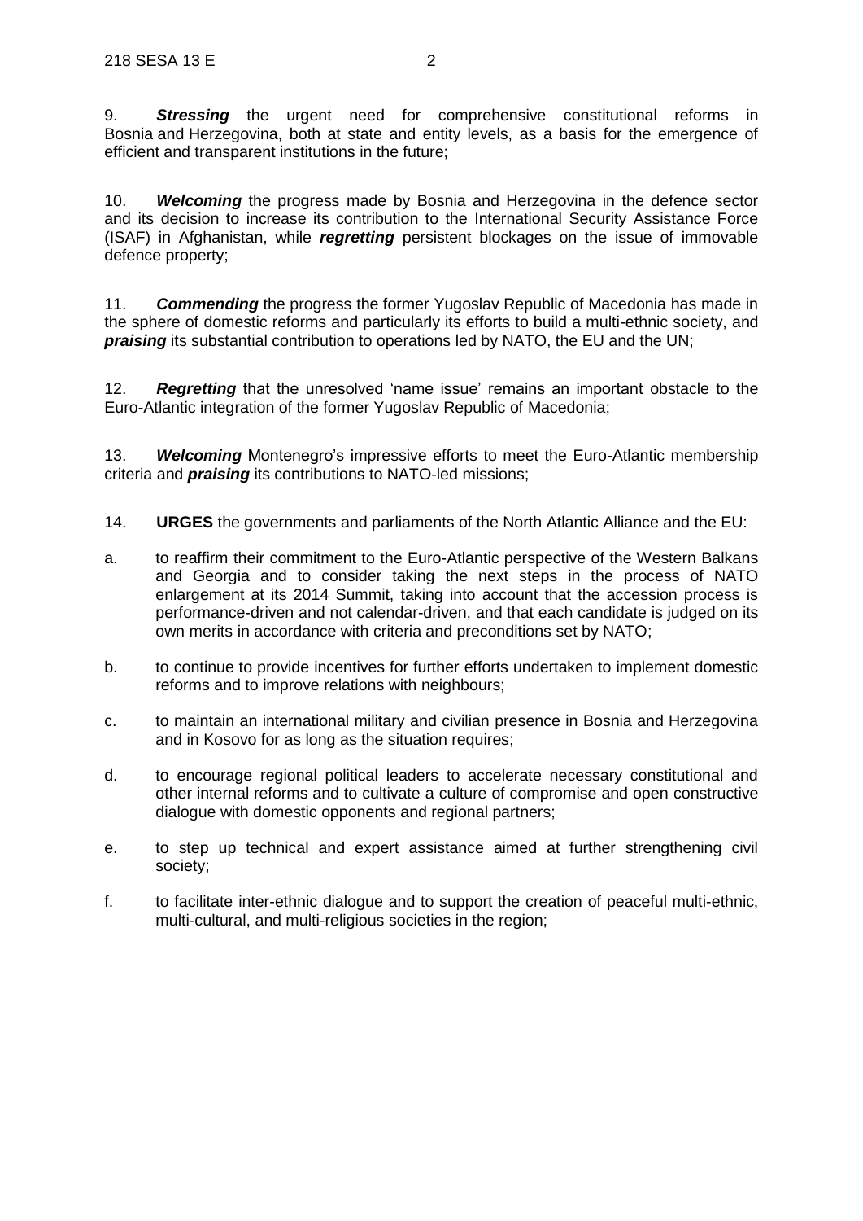9. ***Stressing*** the urgent need for comprehensive constitutional reforms in Bosnia and Herzegovina, both at state and entity levels, as a basis for the emergence of efficient and transparent institutions in the future;

10. ***Welcoming*** the progress made by Bosnia and Herzegovina in the defence sector and its decision to increase its contribution to the International Security Assistance Force (ISAF) in Afghanistan, while ***regretting*** persistent blockages on the issue of immovable defence property;

11. ***Commending*** the progress the former Yugoslav Republic of Macedonia has made in the sphere of domestic reforms and particularly its efforts to build a multi-ethnic society, and ***praising*** its substantial contribution to operations led by NATO, the EU and the UN;

12. ***Regretting*** that the unresolved 'name issue' remains an important obstacle to the Euro-Atlantic integration of the former Yugoslav Republic of Macedonia;

13. ***Welcoming*** Montenegro's impressive efforts to meet the Euro-Atlantic membership criteria and ***praising*** its contributions to NATO-led missions;

14. **URGES** the governments and parliaments of the North Atlantic Alliance and the EU:

a. to reaffirm their commitment to the Euro-Atlantic perspective of the Western Balkans and Georgia and to consider taking the next steps in the process of NATO enlargement at its 2014 Summit, taking into account that the accession process is performance-driven and not calendar-driven, and that each candidate is judged on its own merits in accordance with criteria and preconditions set by NATO;

b. to continue to provide incentives for further efforts undertaken to implement domestic reforms and to improve relations with neighbours;

c. to maintain an international military and civilian presence in Bosnia and Herzegovina and in Kosovo for as long as the situation requires;

d. to encourage regional political leaders to accelerate necessary constitutional and other internal reforms and to cultivate a culture of compromise and open constructive dialogue with domestic opponents and regional partners;

e. to step up technical and expert assistance aimed at further strengthening civil society;

f. to facilitate inter-ethnic dialogue and to support the creation of peaceful multi-ethnic, multi-cultural, and multi-religious societies in the region;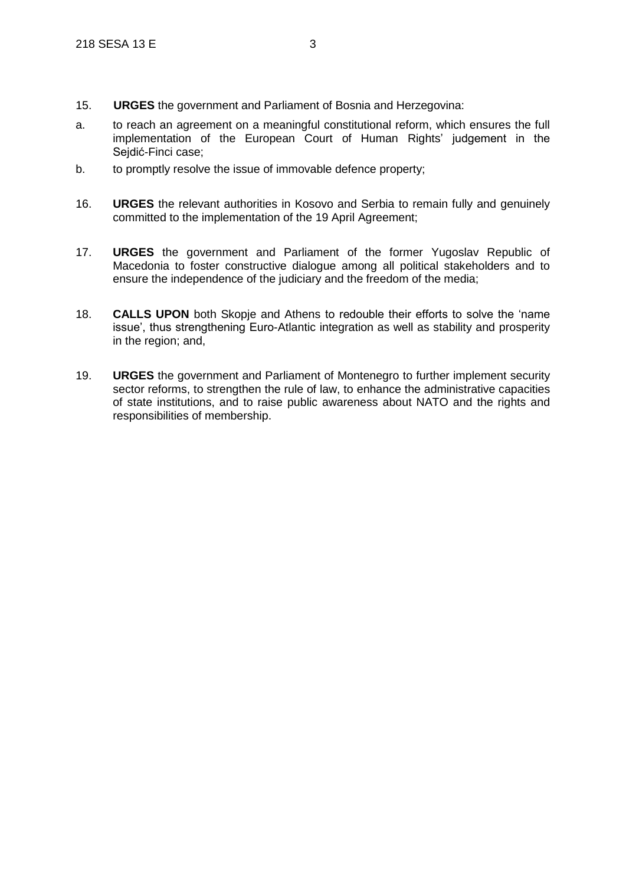15. **URGES** the government and Parliament of Bosnia and Herzegovina:

a. to reach an agreement on a meaningful constitutional reform, which ensures the full implementation of the European Court of Human Rights' judgement in the Sejdić-Finci case;

b. to promptly resolve the issue of immovable defence property;

16. **URGES** the relevant authorities in Kosovo and Serbia to remain fully and genuinely committed to the implementation of the 19 April Agreement;

17. **URGES** the government and Parliament of the former Yugoslav Republic of Macedonia to foster constructive dialogue among all political stakeholders and to ensure the independence of the judiciary and the freedom of the media;

18. **CALLS UPON** both Skopje and Athens to redouble their efforts to solve the 'name issue', thus strengthening Euro-Atlantic integration as well as stability and prosperity in the region; and,

19. **URGES** the government and Parliament of Montenegro to further implement security sector reforms, to strengthen the rule of law, to enhance the administrative capacities of state institutions, and to raise public awareness about NATO and the rights and responsibilities of membership.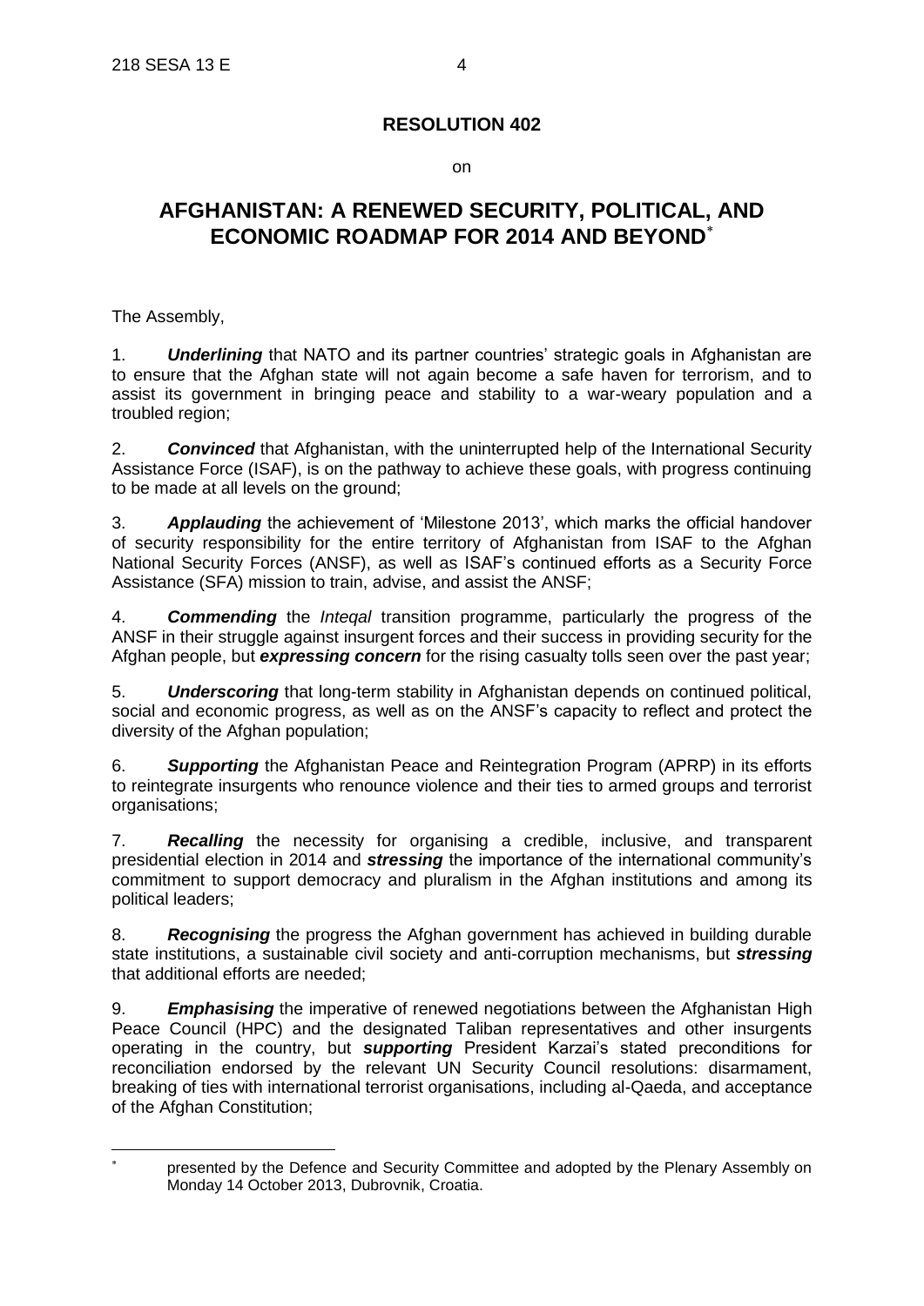# RESOLUTION 402

on

## AFGHANISTAN: A RENEWED SECURITY, POLITICAL, AND ECONOMIC ROADMAP FOR 2014 AND BEYOND[*]

The Assembly,

1. ***Underlining*** that NATO and its partner countries' strategic goals in Afghanistan are to ensure that the Afghan state will not again become a safe haven for terrorism, and to assist its government in bringing peace and stability to a war-weary population and a troubled region;

2. ***Convinced*** that Afghanistan, with the uninterrupted help of the International Security Assistance Force (ISAF), is on the pathway to achieve these goals, with progress continuing to be made at all levels on the ground;

3. ***Applauding*** the achievement of 'Milestone 2013', which marks the official handover of security responsibility for the entire territory of Afghanistan from ISAF to the Afghan National Security Forces (ANSF), as well as ISAF's continued efforts as a Security Force Assistance (SFA) mission to train, advise, and assist the ANSF;

4. ***Commending*** the *Inteqal* transition programme, particularly the progress of the ANSF in their struggle against insurgent forces and their success in providing security for the Afghan people, but ***expressing concern*** for the rising casualty tolls seen over the past year;

5. ***Underscoring*** that long-term stability in Afghanistan depends on continued political, social and economic progress, as well as on the ANSF's capacity to reflect and protect the diversity of the Afghan population;

6. ***Supporting*** the Afghanistan Peace and Reintegration Program (APRP) in its efforts to reintegrate insurgents who renounce violence and their ties to armed groups and terrorist organisations;

7. ***Recalling*** the necessity for organising a credible, inclusive, and transparent presidential election in 2014 and ***stressing*** the importance of the international community's commitment to support democracy and pluralism in the Afghan institutions and among its political leaders;

8. ***Recognising*** the progress the Afghan government has achieved in building durable state institutions, a sustainable civil society and anti-corruption mechanisms, but ***stressing*** that additional efforts are needed;

9. ***Emphasising*** the imperative of renewed negotiations between the Afghanistan High Peace Council (HPC) and the designated Taliban representatives and other insurgents operating in the country, but ***supporting*** President Karzai's stated preconditions for reconciliation endorsed by the relevant UN Security Council resolutions: disarmament, breaking of ties with international terrorist organisations, including al-Qaeda, and acceptance of the Afghan Constitution;

---

[*] presented by the Defence and Security Committee and adopted by the Plenary Assembly on Monday 14 October 2013, Dubrovnik, Croatia.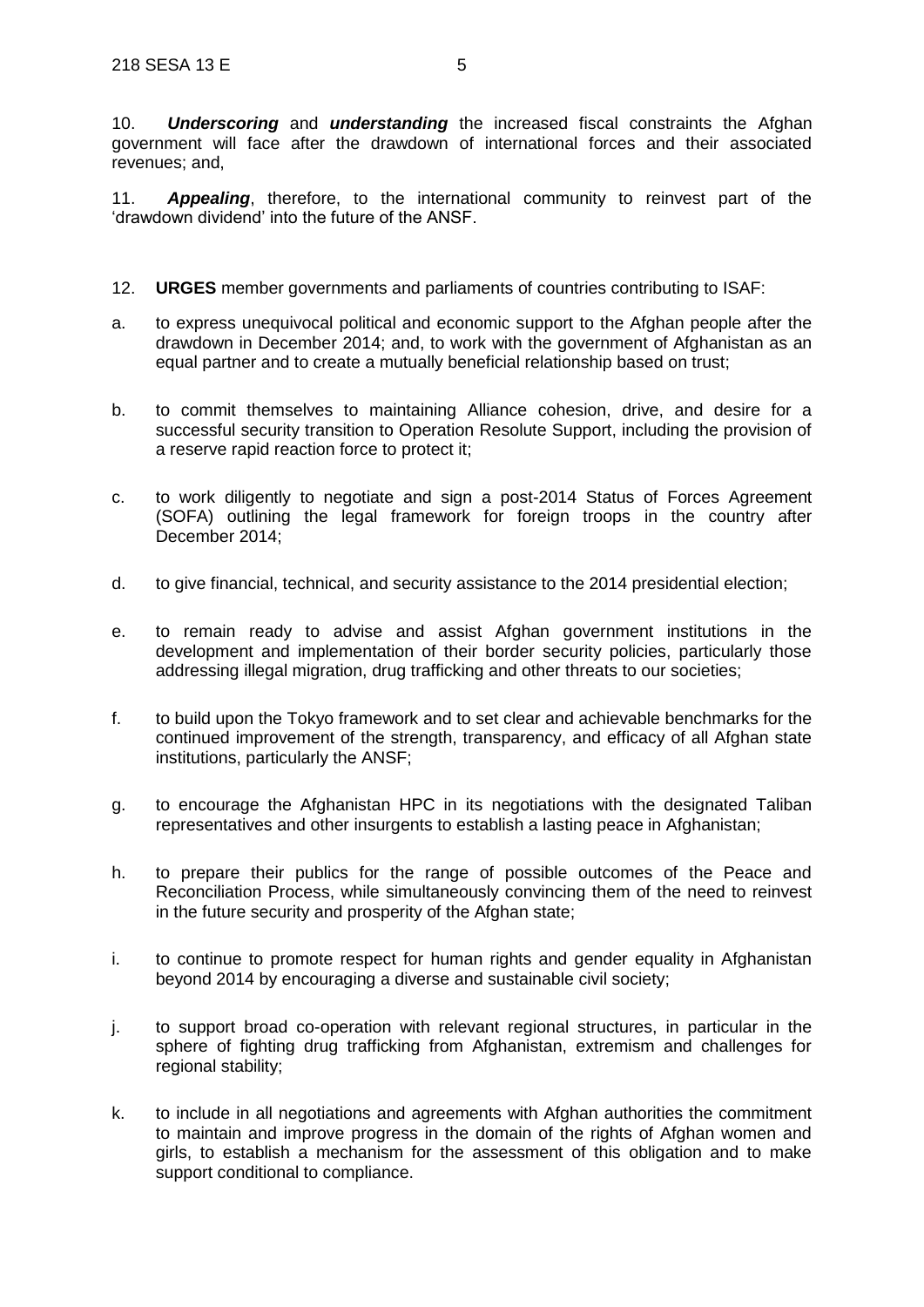10. ***Underscoring*** and ***understanding*** the increased fiscal constraints the Afghan government will face after the drawdown of international forces and their associated revenues; and,

11. ***Appealing***, therefore, to the international community to reinvest part of the 'drawdown dividend' into the future of the ANSF.

12. **URGES** member governments and parliaments of countries contributing to ISAF:

a. to express unequivocal political and economic support to the Afghan people after the drawdown in December 2014; and, to work with the government of Afghanistan as an equal partner and to create a mutually beneficial relationship based on trust;

b. to commit themselves to maintaining Alliance cohesion, drive, and desire for a successful security transition to Operation Resolute Support, including the provision of a reserve rapid reaction force to protect it;

c. to work diligently to negotiate and sign a post-2014 Status of Forces Agreement (SOFA) outlining the legal framework for foreign troops in the country after December 2014;

d. to give financial, technical, and security assistance to the 2014 presidential election;

e. to remain ready to advise and assist Afghan government institutions in the development and implementation of their border security policies, particularly those addressing illegal migration, drug trafficking and other threats to our societies;

f. to build upon the Tokyo framework and to set clear and achievable benchmarks for the continued improvement of the strength, transparency, and efficacy of all Afghan state institutions, particularly the ANSF;

g. to encourage the Afghanistan HPC in its negotiations with the designated Taliban representatives and other insurgents to establish a lasting peace in Afghanistan;

h. to prepare their publics for the range of possible outcomes of the Peace and Reconciliation Process, while simultaneously convincing them of the need to reinvest in the future security and prosperity of the Afghan state;

i. to continue to promote respect for human rights and gender equality in Afghanistan beyond 2014 by encouraging a diverse and sustainable civil society;

j. to support broad co-operation with relevant regional structures, in particular in the sphere of fighting drug trafficking from Afghanistan, extremism and challenges for regional stability;

k. to include in all negotiations and agreements with Afghan authorities the commitment to maintain and improve progress in the domain of the rights of Afghan women and girls, to establish a mechanism for the assessment of this obligation and to make support conditional to compliance.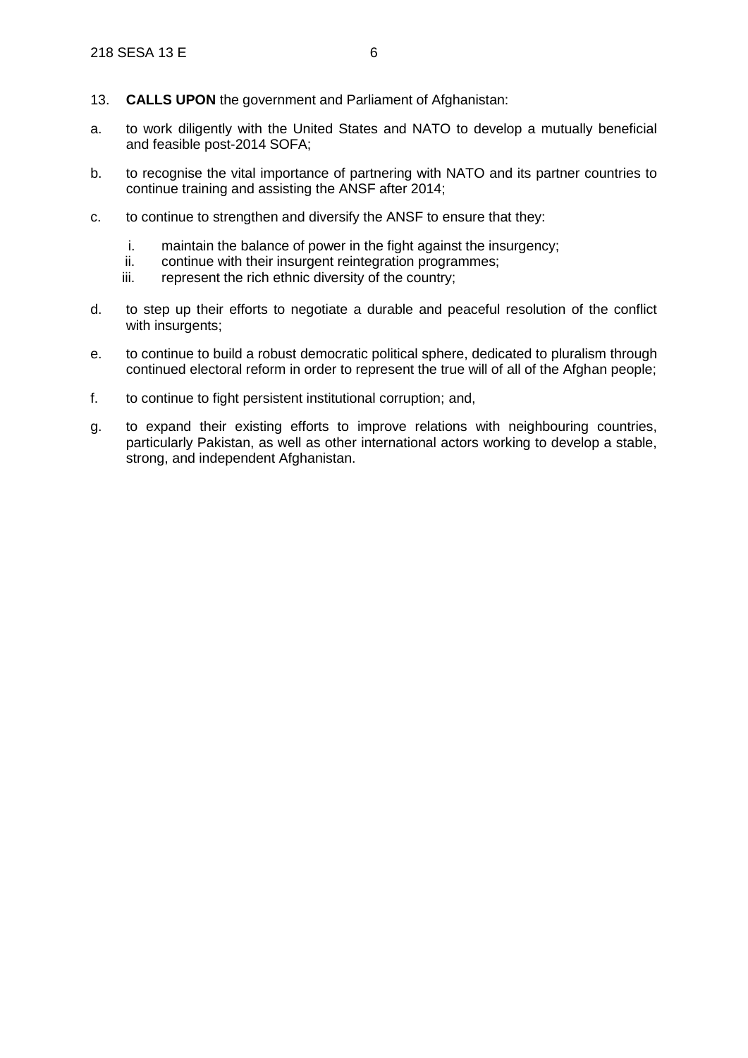13. **CALLS UPON** the government and Parliament of Afghanistan:

a. to work diligently with the United States and NATO to develop a mutually beneficial and feasible post-2014 SOFA;

b. to recognise the vital importance of partnering with NATO and its partner countries to continue training and assisting the ANSF after 2014;

c. to continue to strengthen and diversify the ANSF to ensure that they:

   i. maintain the balance of power in the fight against the insurgency;
   ii. continue with their insurgent reintegration programmes;
   iii. represent the rich ethnic diversity of the country;

d. to step up their efforts to negotiate a durable and peaceful resolution of the conflict with insurgents;

e. to continue to build a robust democratic political sphere, dedicated to pluralism through continued electoral reform in order to represent the true will of all of the Afghan people;

f. to continue to fight persistent institutional corruption; and,

g. to expand their existing efforts to improve relations with neighbouring countries, particularly Pakistan, as well as other international actors working to develop a stable, strong, and independent Afghanistan.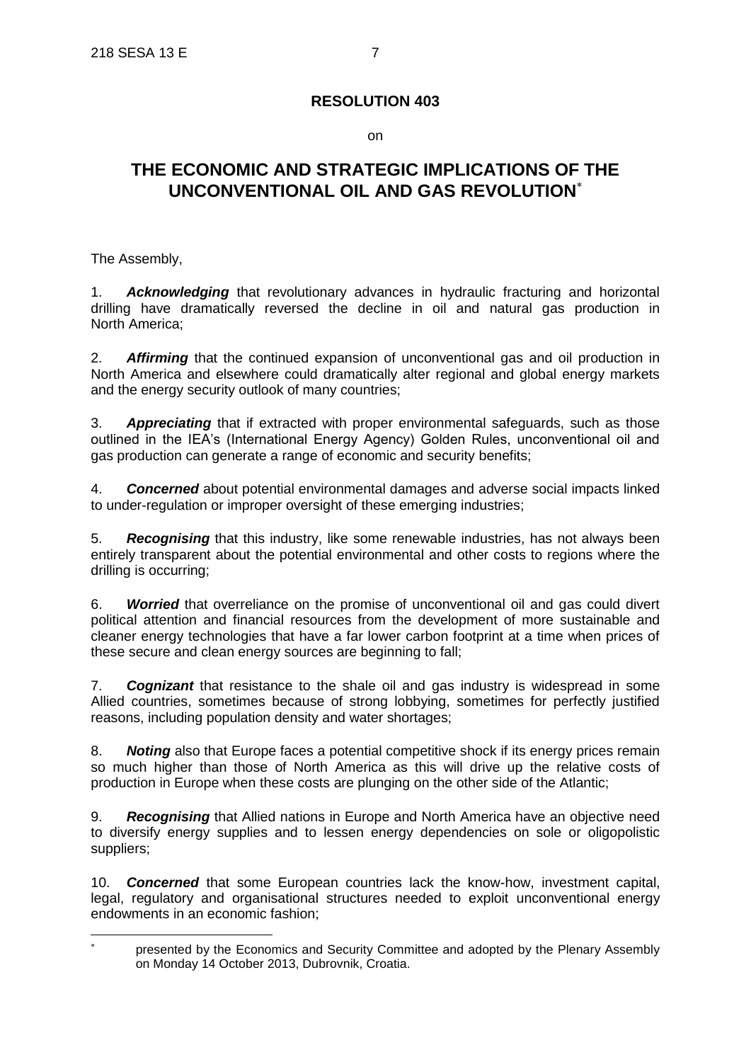# RESOLUTION 403

on

## THE ECONOMIC AND STRATEGIC IMPLICATIONS OF THE UNCONVENTIONAL OIL AND GAS REVOLUTION[*]

The Assembly,

1. ***Acknowledging*** that revolutionary advances in hydraulic fracturing and horizontal drilling have dramatically reversed the decline in oil and natural gas production in North America;

2. ***Affirming*** that the continued expansion of unconventional gas and oil production in North America and elsewhere could dramatically alter regional and global energy markets and the energy security outlook of many countries;

3. ***Appreciating*** that if extracted with proper environmental safeguards, such as those outlined in the IEA's (International Energy Agency) Golden Rules, unconventional oil and gas production can generate a range of economic and security benefits;

4. ***Concerned*** about potential environmental damages and adverse social impacts linked to under-regulation or improper oversight of these emerging industries;

5. ***Recognising*** that this industry, like some renewable industries, has not always been entirely transparent about the potential environmental and other costs to regions where the drilling is occurring;

6. ***Worried*** that overreliance on the promise of unconventional oil and gas could divert political attention and financial resources from the development of more sustainable and cleaner energy technologies that have a far lower carbon footprint at a time when prices of these secure and clean energy sources are beginning to fall;

7. ***Cognizant*** that resistance to the shale oil and gas industry is widespread in some Allied countries, sometimes because of strong lobbying, sometimes for perfectly justified reasons, including population density and water shortages;

8. ***Noting*** also that Europe faces a potential competitive shock if its energy prices remain so much higher than those of North America as this will drive up the relative costs of production in Europe when these costs are plunging on the other side of the Atlantic;

9. ***Recognising*** that Allied nations in Europe and North America have an objective need to diversify energy supplies and to lessen energy dependencies on sole or oligopolistic suppliers;

10. ***Concerned*** that some European countries lack the know-how, investment capital, legal, regulatory and organisational structures needed to exploit unconventional energy endowments in an economic fashion;

---

[*] presented by the Economics and Security Committee and adopted by the Plenary Assembly on Monday 14 October 2013, Dubrovnik, Croatia.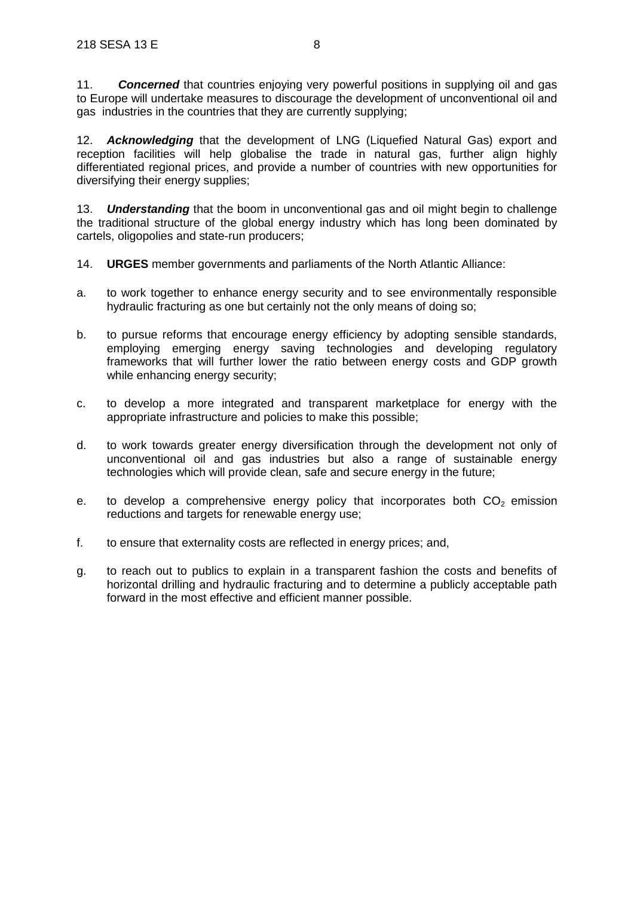11. ***Concerned*** that countries enjoying very powerful positions in supplying oil and gas to Europe will undertake measures to discourage the development of unconventional oil and gas industries in the countries that they are currently supplying;

12. ***Acknowledging*** that the development of LNG (Liquefied Natural Gas) export and reception facilities will help globalise the trade in natural gas, further align highly differentiated regional prices, and provide a number of countries with new opportunities for diversifying their energy supplies;

13. ***Understanding*** that the boom in unconventional gas and oil might begin to challenge the traditional structure of the global energy industry which has long been dominated by cartels, oligopolies and state-run producers;

14. **URGES** member governments and parliaments of the North Atlantic Alliance:

a. to work together to enhance energy security and to see environmentally responsible hydraulic fracturing as one but certainly not the only means of doing so;

b. to pursue reforms that encourage energy efficiency by adopting sensible standards, employing emerging energy saving technologies and developing regulatory frameworks that will further lower the ratio between energy costs and GDP growth while enhancing energy security;

c. to develop a more integrated and transparent marketplace for energy with the appropriate infrastructure and policies to make this possible;

d. to work towards greater energy diversification through the development not only of unconventional oil and gas industries but also a range of sustainable energy technologies which will provide clean, safe and secure energy in the future;

e. to develop a comprehensive energy policy that incorporates both $CO_2$ emission reductions and targets for renewable energy use;

f. to ensure that externality costs are reflected in energy prices; and,

g. to reach out to publics to explain in a transparent fashion the costs and benefits of horizontal drilling and hydraulic fracturing and to determine a publicly acceptable path forward in the most effective and efficient manner possible.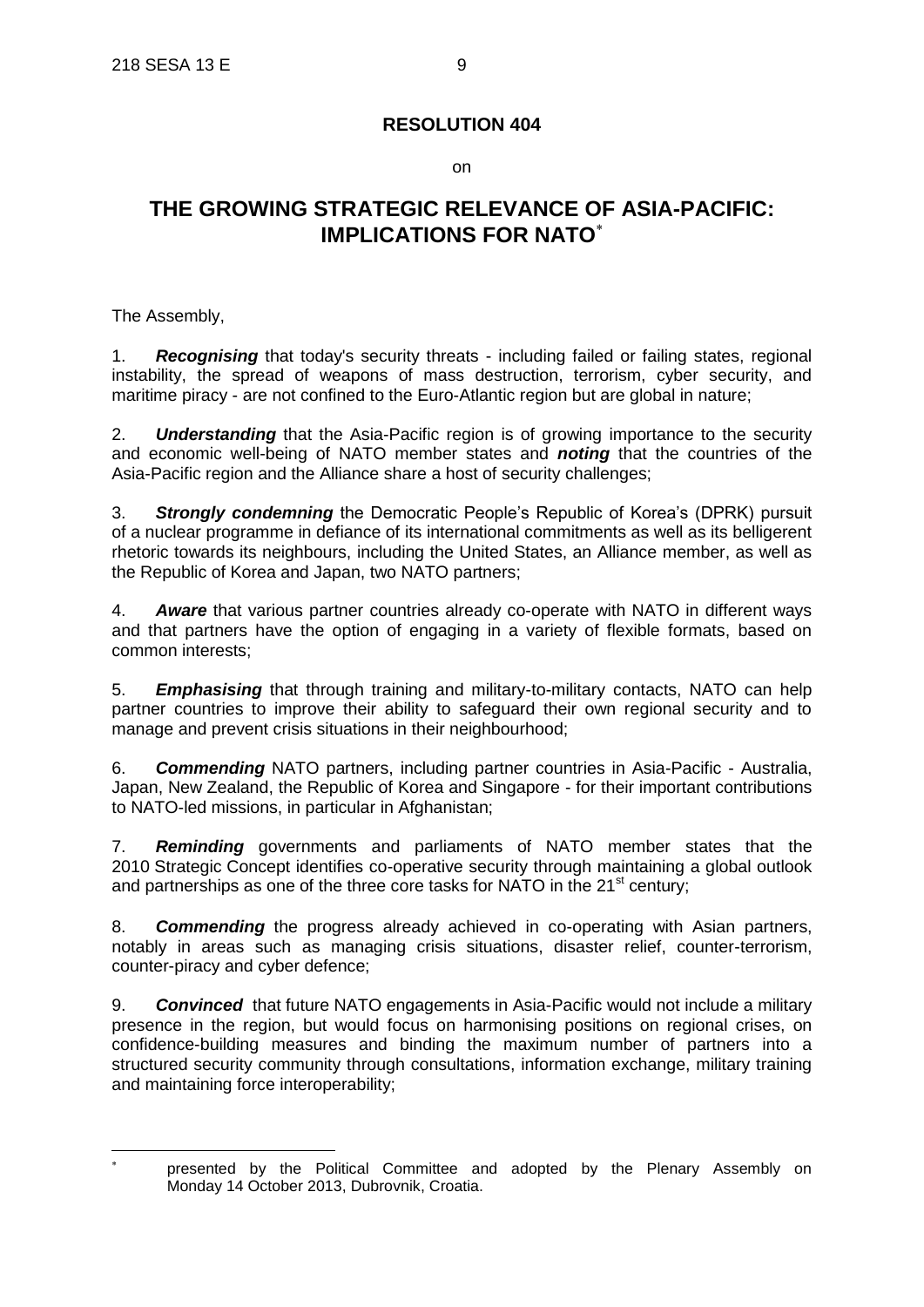## RESOLUTION 404

on

# THE GROWING STRATEGIC RELEVANCE OF ASIA-PACIFIC: IMPLICATIONS FOR NATO*

The Assembly,

1. ***Recognising*** that today's security threats - including failed or failing states, regional instability, the spread of weapons of mass destruction, terrorism, cyber security, and maritime piracy - are not confined to the Euro-Atlantic region but are global in nature;

2. ***Understanding*** that the Asia-Pacific region is of growing importance to the security and economic well-being of NATO member states and ***noting*** that the countries of the Asia-Pacific region and the Alliance share a host of security challenges;

3. ***Strongly condemning*** the Democratic People's Republic of Korea's (DPRK) pursuit of a nuclear programme in defiance of its international commitments as well as its belligerent rhetoric towards its neighbours, including the United States, an Alliance member, as well as the Republic of Korea and Japan, two NATO partners;

4. ***Aware*** that various partner countries already co-operate with NATO in different ways and that partners have the option of engaging in a variety of flexible formats, based on common interests;

5. ***Emphasising*** that through training and military-to-military contacts, NATO can help partner countries to improve their ability to safeguard their own regional security and to manage and prevent crisis situations in their neighbourhood;

6. ***Commending*** NATO partners, including partner countries in Asia-Pacific - Australia, Japan, New Zealand, the Republic of Korea and Singapore - for their important contributions to NATO-led missions, in particular in Afghanistan;

7. ***Reminding*** governments and parliaments of NATO member states that the 2010 Strategic Concept identifies co-operative security through maintaining a global outlook and partnerships as one of the three core tasks for NATO in the 21st century;

8. ***Commending*** the progress already achieved in co-operating with Asian partners, notably in areas such as managing crisis situations, disaster relief, counter-terrorism, counter-piracy and cyber defence;

9. ***Convinced*** that future NATO engagements in Asia-Pacific would not include a military presence in the region, but would focus on harmonising positions on regional crises, on confidence-building measures and binding the maximum number of partners into a structured security community through consultations, information exchange, military training and maintaining force interoperability;

---

\* presented by the Political Committee and adopted by the Plenary Assembly on Monday 14 October 2013, Dubrovnik, Croatia.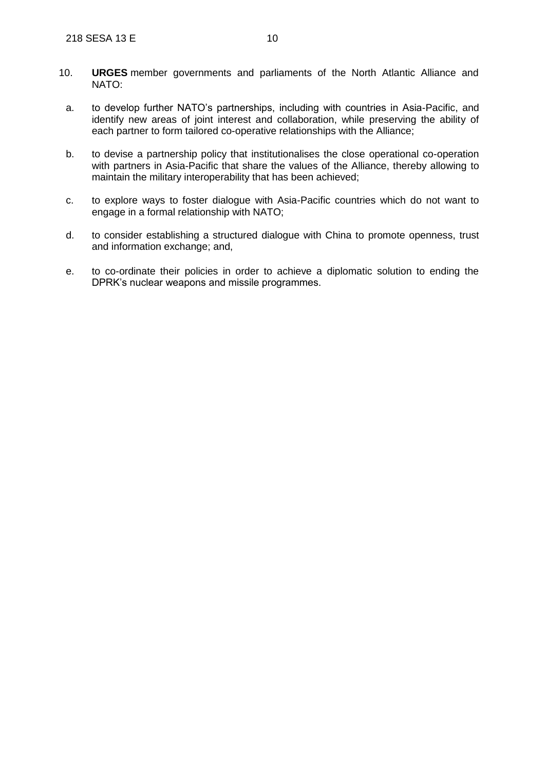10. **URGES** member governments and parliaments of the North Atlantic Alliance and NATO:

   a. to develop further NATO's partnerships, including with countries in Asia-Pacific, and identify new areas of joint interest and collaboration, while preserving the ability of each partner to form tailored co-operative relationships with the Alliance;

   b. to devise a partnership policy that institutionalises the close operational co-operation with partners in Asia-Pacific that share the values of the Alliance, thereby allowing to maintain the military interoperability that has been achieved;

   c. to explore ways to foster dialogue with Asia-Pacific countries which do not want to engage in a formal relationship with NATO;

   d. to consider establishing a structured dialogue with China to promote openness, trust and information exchange; and,

   e. to co-ordinate their policies in order to achieve a diplomatic solution to ending the DPRK's nuclear weapons and missile programmes.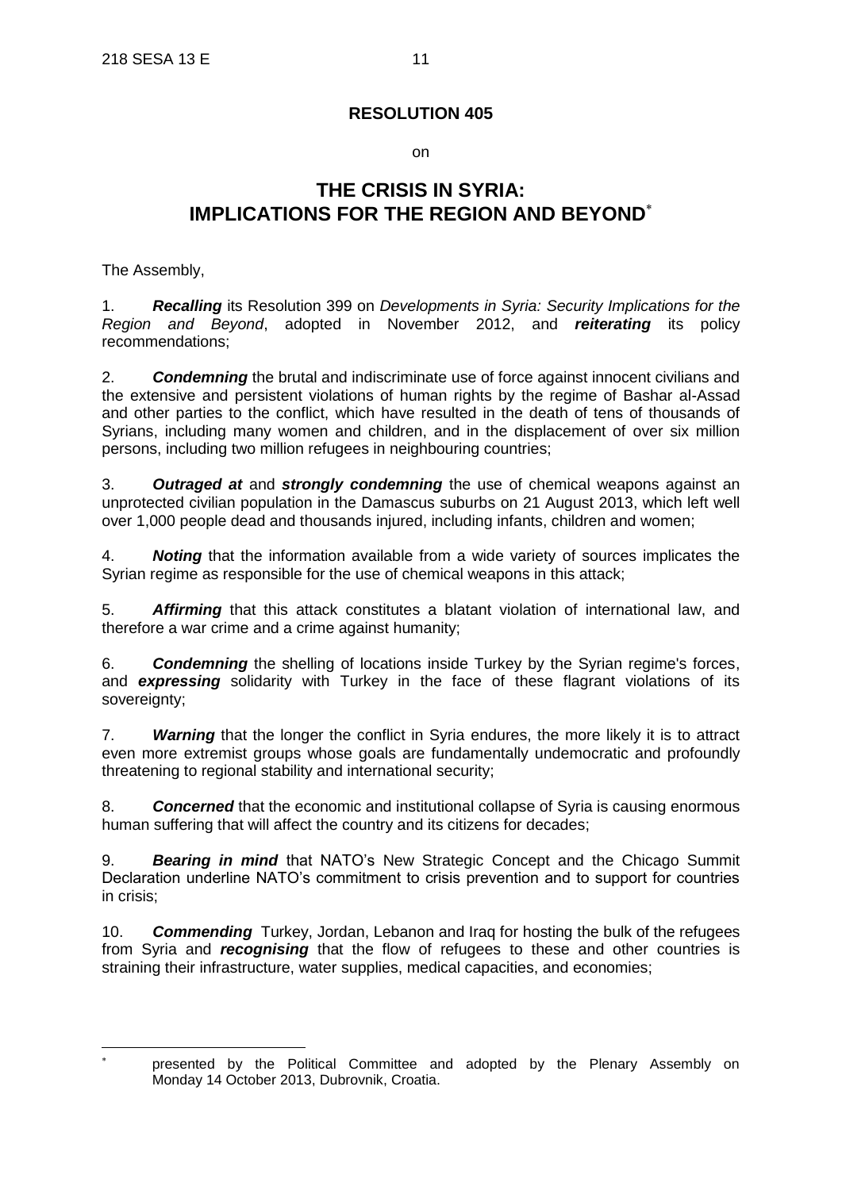# RESOLUTION 405

on

## THE CRISIS IN SYRIA: IMPLICATIONS FOR THE REGION AND BEYOND*

The Assembly,

1. ***Recalling*** its Resolution 399 on *Developments in Syria: Security Implications for the Region and Beyond*, adopted in November 2012, and ***reiterating*** its policy recommendations;

2. ***Condemning*** the brutal and indiscriminate use of force against innocent civilians and the extensive and persistent violations of human rights by the regime of Bashar al-Assad and other parties to the conflict, which have resulted in the death of tens of thousands of Syrians, including many women and children, and in the displacement of over six million persons, including two million refugees in neighbouring countries;

3. ***Outraged at*** and ***strongly condemning*** the use of chemical weapons against an unprotected civilian population in the Damascus suburbs on 21 August 2013, which left well over 1,000 people dead and thousands injured, including infants, children and women;

4. ***Noting*** that the information available from a wide variety of sources implicates the Syrian regime as responsible for the use of chemical weapons in this attack;

5. ***Affirming*** that this attack constitutes a blatant violation of international law, and therefore a war crime and a crime against humanity;

6. ***Condemning*** the shelling of locations inside Turkey by the Syrian regime's forces, and ***expressing*** solidarity with Turkey in the face of these flagrant violations of its sovereignty;

7. ***Warning*** that the longer the conflict in Syria endures, the more likely it is to attract even more extremist groups whose goals are fundamentally undemocratic and profoundly threatening to regional stability and international security;

8. ***Concerned*** that the economic and institutional collapse of Syria is causing enormous human suffering that will affect the country and its citizens for decades;

9. ***Bearing in mind*** that NATO's New Strategic Concept and the Chicago Summit Declaration underline NATO's commitment to crisis prevention and to support for countries in crisis;

10. ***Commending*** Turkey, Jordan, Lebanon and Iraq for hosting the bulk of the refugees from Syria and ***recognising*** that the flow of refugees to these and other countries is straining their infrastructure, water supplies, medical capacities, and economies;

---

\* presented by the Political Committee and adopted by the Plenary Assembly on Monday 14 October 2013, Dubrovnik, Croatia.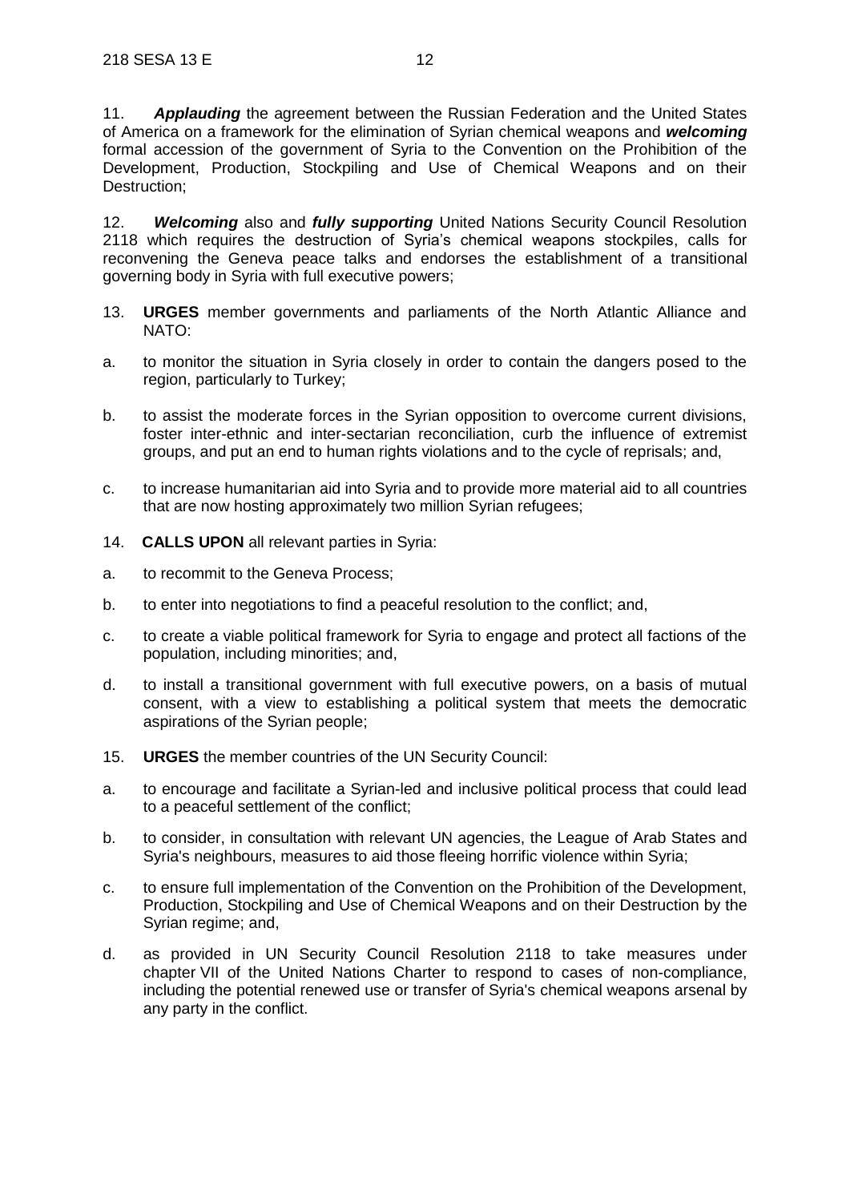11. ***Applauding*** the agreement between the Russian Federation and the United States of America on a framework for the elimination of Syrian chemical weapons and ***welcoming*** formal accession of the government of Syria to the Convention on the Prohibition of the Development, Production, Stockpiling and Use of Chemical Weapons and on their Destruction;

12. ***Welcoming*** also and ***fully supporting*** United Nations Security Council Resolution 2118 which requires the destruction of Syria's chemical weapons stockpiles, calls for reconvening the Geneva peace talks and endorses the establishment of a transitional governing body in Syria with full executive powers;

13. **URGES** member governments and parliaments of the North Atlantic Alliance and NATO:

a. to monitor the situation in Syria closely in order to contain the dangers posed to the region, particularly to Turkey;

b. to assist the moderate forces in the Syrian opposition to overcome current divisions, foster inter-ethnic and inter-sectarian reconciliation, curb the influence of extremist groups, and put an end to human rights violations and to the cycle of reprisals; and,

c. to increase humanitarian aid into Syria and to provide more material aid to all countries that are now hosting approximately two million Syrian refugees;

14. **CALLS UPON** all relevant parties in Syria:

a. to recommit to the Geneva Process;

b. to enter into negotiations to find a peaceful resolution to the conflict; and,

c. to create a viable political framework for Syria to engage and protect all factions of the population, including minorities; and,

d. to install a transitional government with full executive powers, on a basis of mutual consent, with a view to establishing a political system that meets the democratic aspirations of the Syrian people;

15. **URGES** the member countries of the UN Security Council:

a. to encourage and facilitate a Syrian-led and inclusive political process that could lead to a peaceful settlement of the conflict;

b. to consider, in consultation with relevant UN agencies, the League of Arab States and Syria's neighbours, measures to aid those fleeing horrific violence within Syria;

c. to ensure full implementation of the Convention on the Prohibition of the Development, Production, Stockpiling and Use of Chemical Weapons and on their Destruction by the Syrian regime; and,

d. as provided in UN Security Council Resolution 2118 to take measures under chapter VII of the United Nations Charter to respond to cases of non-compliance, including the potential renewed use or transfer of Syria's chemical weapons arsenal by any party in the conflict.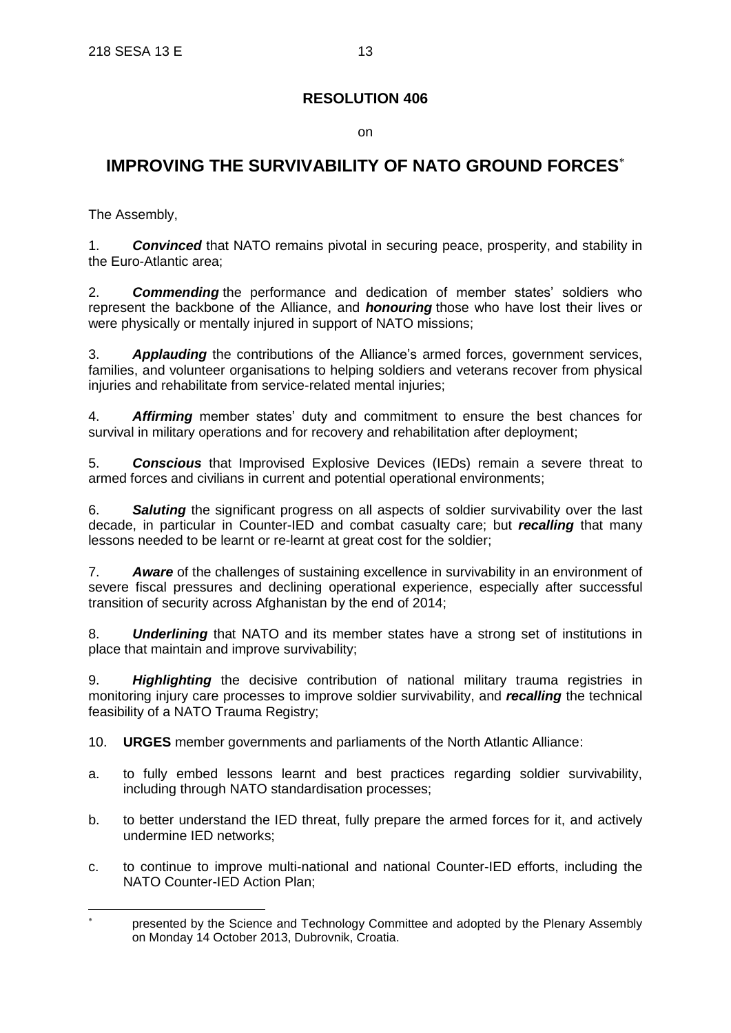# RESOLUTION 406

on

# IMPROVING THE SURVIVABILITY OF NATO GROUND FORCES*

The Assembly,

1. ***Convinced*** that NATO remains pivotal in securing peace, prosperity, and stability in the Euro-Atlantic area;

2. ***Commending*** the performance and dedication of member states' soldiers who represent the backbone of the Alliance, and ***honouring*** those who have lost their lives or were physically or mentally injured in support of NATO missions;

3. ***Applauding*** the contributions of the Alliance's armed forces, government services, families, and volunteer organisations to helping soldiers and veterans recover from physical injuries and rehabilitate from service-related mental injuries;

4. ***Affirming*** member states' duty and commitment to ensure the best chances for survival in military operations and for recovery and rehabilitation after deployment;

5. ***Conscious*** that Improvised Explosive Devices (IEDs) remain a severe threat to armed forces and civilians in current and potential operational environments;

6. ***Saluting*** the significant progress on all aspects of soldier survivability over the last decade, in particular in Counter-IED and combat casualty care; but ***recalling*** that many lessons needed to be learnt or re-learnt at great cost for the soldier;

7. ***Aware*** of the challenges of sustaining excellence in survivability in an environment of severe fiscal pressures and declining operational experience, especially after successful transition of security across Afghanistan by the end of 2014;

8. ***Underlining*** that NATO and its member states have a strong set of institutions in place that maintain and improve survivability;

9. ***Highlighting*** the decisive contribution of national military trauma registries in monitoring injury care processes to improve soldier survivability, and ***recalling*** the technical feasibility of a NATO Trauma Registry;

10. **URGES** member governments and parliaments of the North Atlantic Alliance:

a. to fully embed lessons learnt and best practices regarding soldier survivability, including through NATO standardisation processes;

b. to better understand the IED threat, fully prepare the armed forces for it, and actively undermine IED networks;

c. to continue to improve multi-national and national Counter-IED efforts, including the NATO Counter-IED Action Plan;

---

\* presented by the Science and Technology Committee and adopted by the Plenary Assembly on Monday 14 October 2013, Dubrovnik, Croatia.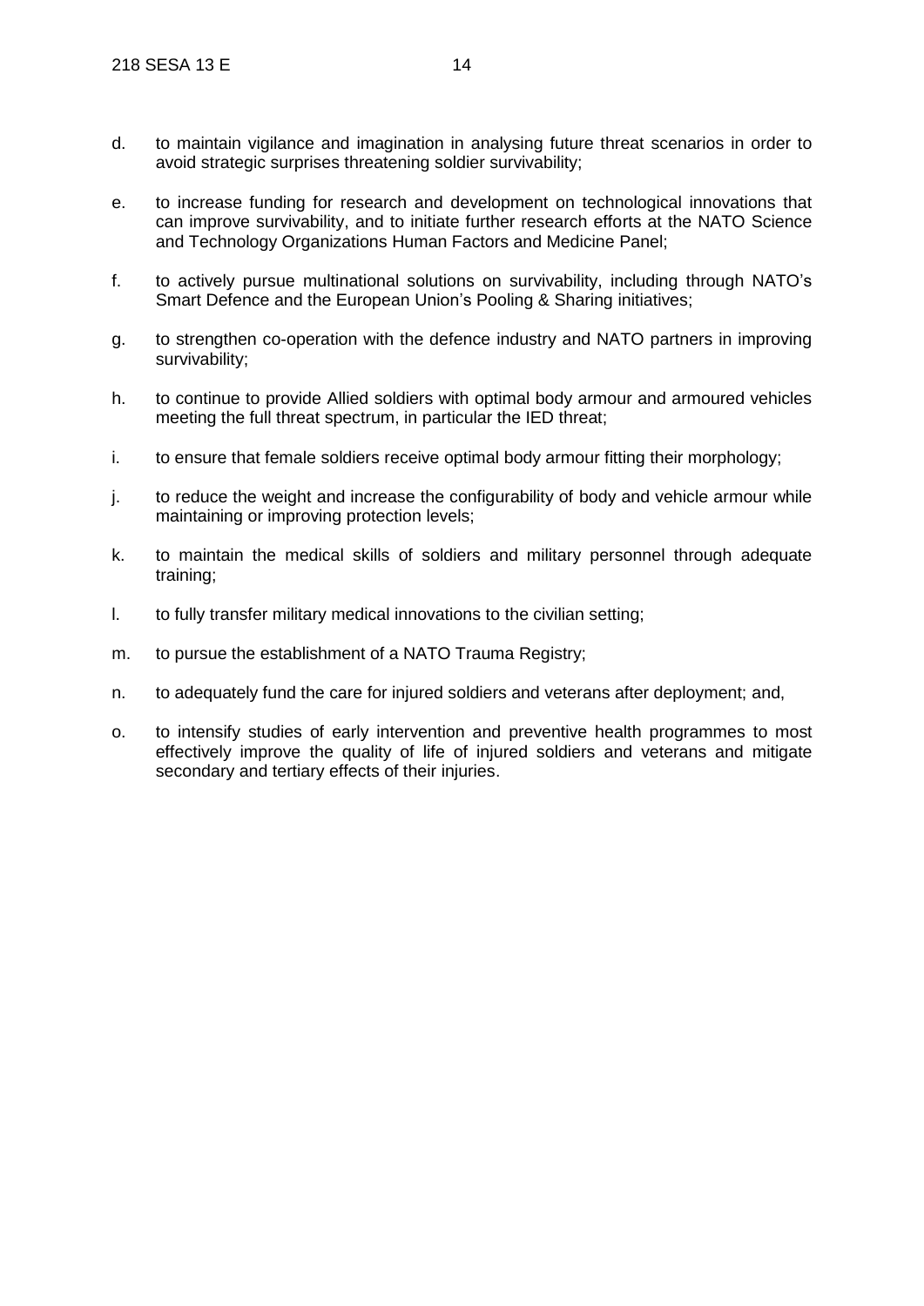d. to maintain vigilance and imagination in analysing future threat scenarios in order to avoid strategic surprises threatening soldier survivability;

e. to increase funding for research and development on technological innovations that can improve survivability, and to initiate further research efforts at the NATO Science and Technology Organizations Human Factors and Medicine Panel;

f. to actively pursue multinational solutions on survivability, including through NATO's Smart Defence and the European Union's Pooling & Sharing initiatives;

g. to strengthen co-operation with the defence industry and NATO partners in improving survivability;

h. to continue to provide Allied soldiers with optimal body armour and armoured vehicles meeting the full threat spectrum, in particular the IED threat;

i. to ensure that female soldiers receive optimal body armour fitting their morphology;

j. to reduce the weight and increase the configurability of body and vehicle armour while maintaining or improving protection levels;

k. to maintain the medical skills of soldiers and military personnel through adequate training;

l. to fully transfer military medical innovations to the civilian setting;

m. to pursue the establishment of a NATO Trauma Registry;

n. to adequately fund the care for injured soldiers and veterans after deployment; and,

o. to intensify studies of early intervention and preventive health programmes to most effectively improve the quality of life of injured soldiers and veterans and mitigate secondary and tertiary effects of their injuries.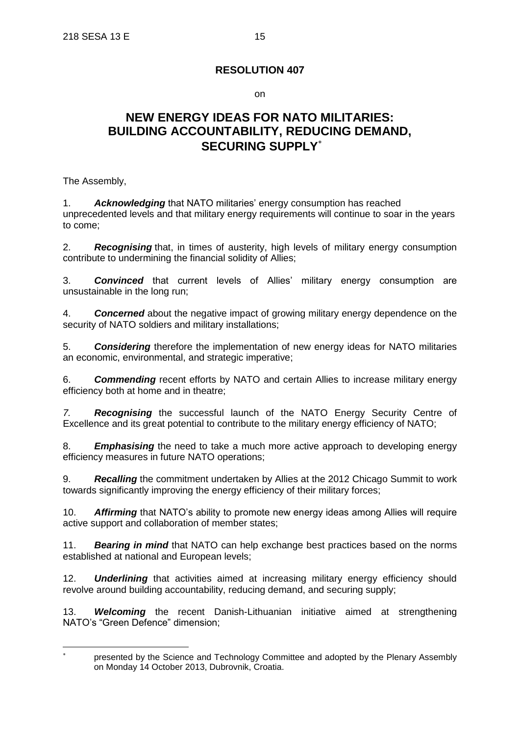# RESOLUTION 407

on

## NEW ENERGY IDEAS FOR NATO MILITARIES: BUILDING ACCOUNTABILITY, REDUCING DEMAND, SECURING SUPPLY*

The Assembly,

1. ***Acknowledging*** that NATO militaries' energy consumption has reached unprecedented levels and that military energy requirements will continue to soar in the years to come;

2. ***Recognising*** that, in times of austerity, high levels of military energy consumption contribute to undermining the financial solidity of Allies;

3. ***Convinced*** that current levels of Allies' military energy consumption are unsustainable in the long run;

4. ***Concerned*** about the negative impact of growing military energy dependence on the security of NATO soldiers and military installations;

5. ***Considering*** therefore the implementation of new energy ideas for NATO militaries an economic, environmental, and strategic imperative;

6. ***Commending*** recent efforts by NATO and certain Allies to increase military energy efficiency both at home and in theatre;

*7.* ***Recognising*** the successful launch of the NATO Energy Security Centre of Excellence and its great potential to contribute to the military energy efficiency of NATO;

8. ***Emphasising*** the need to take a much more active approach to developing energy efficiency measures in future NATO operations;

9. ***Recalling*** the commitment undertaken by Allies at the 2012 Chicago Summit to work towards significantly improving the energy efficiency of their military forces;

10. ***Affirming*** that NATO's ability to promote new energy ideas among Allies will require active support and collaboration of member states;

11. ***Bearing in mind*** that NATO can help exchange best practices based on the norms established at national and European levels;

12. ***Underlining*** that activities aimed at increasing military energy efficiency should revolve around building accountability, reducing demand, and securing supply;

13. ***Welcoming*** the recent Danish-Lithuanian initiative aimed at strengthening NATO's "Green Defence" dimension;

---

\* presented by the Science and Technology Committee and adopted by the Plenary Assembly on Monday 14 October 2013, Dubrovnik, Croatia.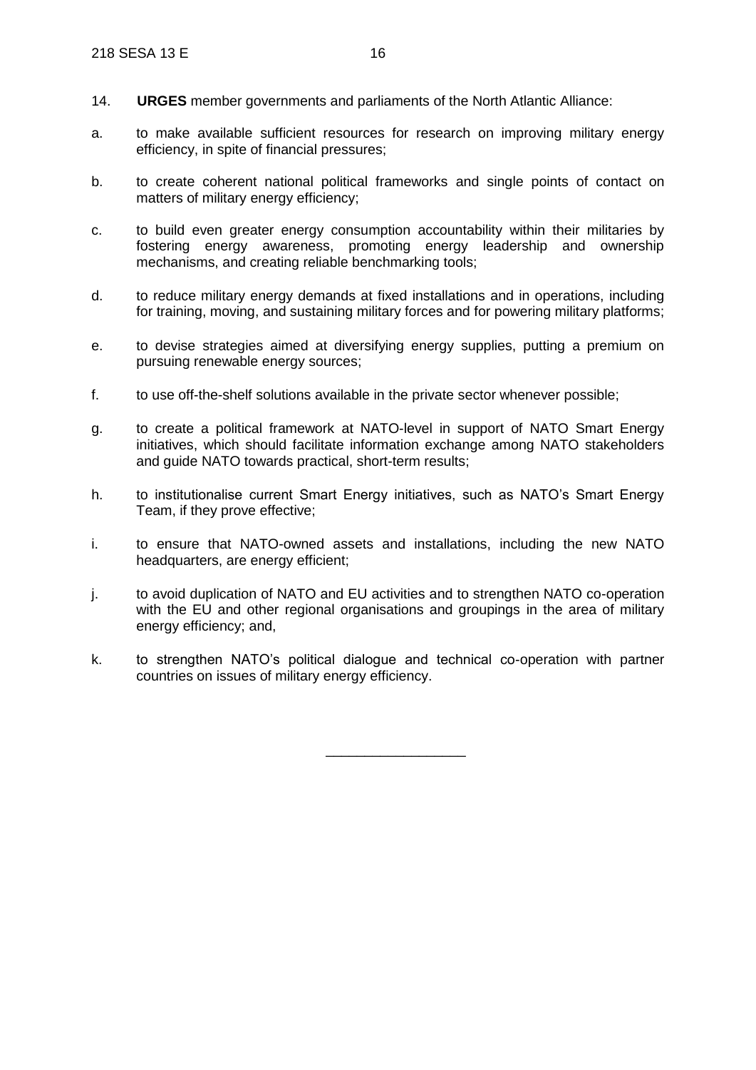14. **URGES** member governments and parliaments of the North Atlantic Alliance:

a. to make available sufficient resources for research on improving military energy efficiency, in spite of financial pressures;

b. to create coherent national political frameworks and single points of contact on matters of military energy efficiency;

c. to build even greater energy consumption accountability within their militaries by fostering energy awareness, promoting energy leadership and ownership mechanisms, and creating reliable benchmarking tools;

d. to reduce military energy demands at fixed installations and in operations, including for training, moving, and sustaining military forces and for powering military platforms;

e. to devise strategies aimed at diversifying energy supplies, putting a premium on pursuing renewable energy sources;

f. to use off-the-shelf solutions available in the private sector whenever possible;

g. to create a political framework at NATO-level in support of NATO Smart Energy initiatives, which should facilitate information exchange among NATO stakeholders and guide NATO towards practical, short-term results;

h. to institutionalise current Smart Energy initiatives, such as NATO's Smart Energy Team, if they prove effective;

i. to ensure that NATO-owned assets and installations, including the new NATO headquarters, are energy efficient;

j. to avoid duplication of NATO and EU activities and to strengthen NATO co-operation with the EU and other regional organisations and groupings in the area of military energy efficiency; and,

k. to strengthen NATO's political dialogue and technical co-operation with partner countries on issues of military energy efficiency.

\_\_\_\_\_\_\_\_\_\_\_\_\_\_\_\_\_\_